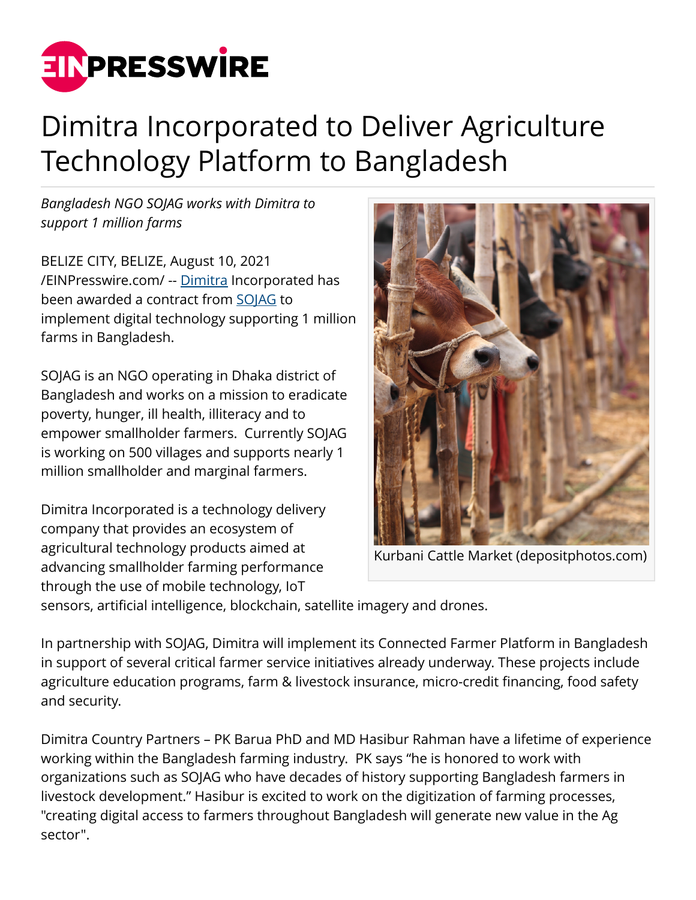# Dimitra Incorporated to Deliver Agriculture Technology Platform to Bangladesh

*Bangladesh NGO SOJAG works with Dimitra to support 1 million farms*

BELIZE CITY, BELIZE, August 10, 2021 /EINPresswire.com/ -- Dimitra Incorporated has been awarded a contract from SOJAG to implement digital technology supporting 1 million farms in Bangladesh.

SOJAG is an NGO operating in Dhaka district of Bangladesh and works on a mission to eradicate poverty, hunger, ill health, illiteracy and to empower smallholder farmers. Currently SOJAG is working on 500 villages and supports nearly 1 million smallholder and marginal farmers.

Dimitra Incorporated is a technology delivery company that provides an ecosystem of agricultural technology products aimed at advancing smallholder farming performance through the use of mobile technology, IoT sensors, artificial intelligence, blockchain, satellite imagery and drones.

Kurbani Cattle Market (depositphotos.com)

In partnership with SOJAG, Dimitra will implement its Connected Farmer Platform in Bangladesh in support of several critical farmer service initiatives already underway. These projects include agriculture education programs, farm & livestock insurance, micro-credit financing, food safety and security.

Dimitra Country Partners – PK Barua PhD and MD Hasibur Rahman have a lifetime of experience working within the Bangladesh farming industry. PK says "he is honored to work with organizations such as SOJAG who have decades of history supporting Bangladesh farmers in livestock development." Hasibur is excited to work on the digitization of farming processes, "creating digital access to farmers throughout Bangladesh will generate new value in the Ag sector".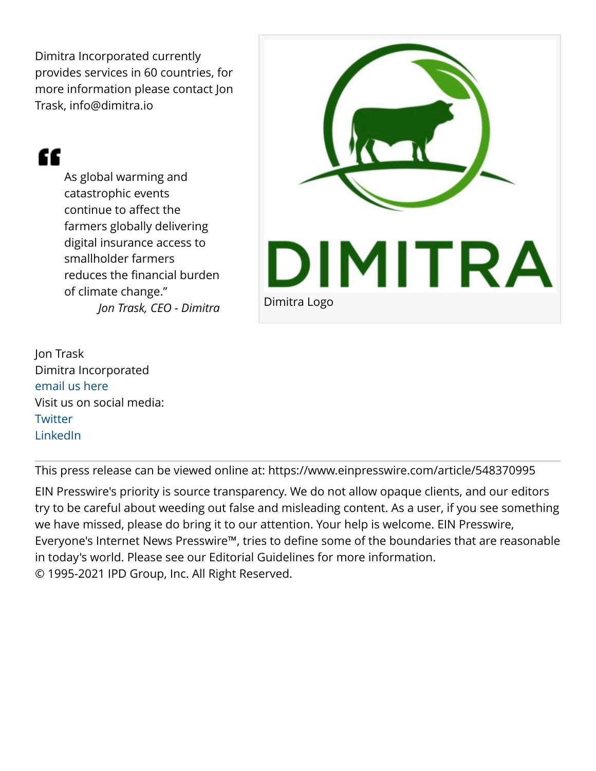Dimitra Incorporated currently provides services in 60 countries, for more information please contact Jon Trask, info@dimitra.io

> As global warming and catastrophic events continue to affect the farmers globally delivering digital insurance access to smallholder farmers reduces the financial burden of climate change.”
>
> *Jon Trask, CEO - Dimitra*

Dimitra Logo

Jon Trask
Dimitra Incorporated
email us here
Visit us on social media:
Twitter
LinkedIn

---

This press release can be viewed online at: https://www.einpresswire.com/article/548370995

EIN Presswire's priority is source transparency. We do not allow opaque clients, and our editors try to be careful about weeding out false and misleading content. As a user, if you see something we have missed, please do bring it to our attention. Your help is welcome. EIN Presswire, Everyone's Internet News Presswire™, tries to define some of the boundaries that are reasonable in today's world. Please see our Editorial Guidelines for more information.
© 1995-2021 IPD Group, Inc. All Right Reserved.